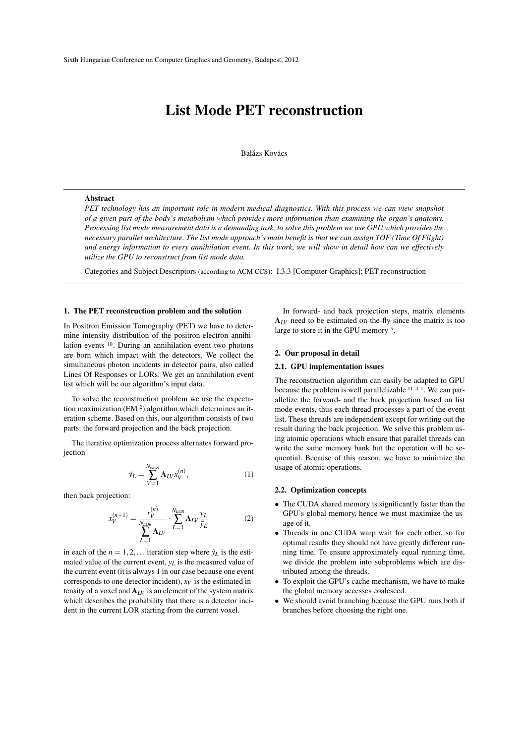# List Mode PET reconstruction

Balázs Kovács

## Abstract

*PET technology has an important role in modern medical diagnostics. With this process we can view snapshot of a given part of the body's metabolism which provides more information than examining the organ's anatomy. Processing list mode measurement data is a demanding task, to solve this problem we use GPU which provides the necessary parallel architecture. The list mode approach's main benefit is that we can assign TOF (Time Of Flight) and energy information to every annihilation event. In this work, we will show in detail how can we effectively utilize the GPU to reconstruct from list mode data.*

Categories and Subject Descriptors (according to ACM CCS): I.3.3 [Computer Graphics]: PET reconstruction

## 1. The PET reconstruction problem and the solution

In Positron Emission Tomography (PET) we have to determine intensity distribution of the positron-electron annihilation events [10]. During an annihilation event two photons are born which impact with the detectors. We collect the simultaneous photon incidents in detector pairs, also called Lines Of Responses or LORs. We get an annihilation event list which will be our algorithm's input data.

To solve the reconstruction problem we use the expectation maximization (EM [2]) algorithm which determines an iteration scheme. Based on this, our algorithm consists of two parts: the forward projection and the back projection.

The iterative optimization process alternates forward projection

$$\tilde{y}_L = \sum_{V=1}^{N_{voxel}} \mathbf{A}_{LV} x_V^{(n)}, \tag{1}$$

then back projection:

$$x_V^{(n+1)} = \frac{x_V^{(n)}}{\sum_{L=1}^{N_{LOR}} \mathbf{A}_{LV}} \cdot \sum_{L=1}^{N_{LOR}} \mathbf{A}_{LV} \frac{y_L}{\tilde{y}_L} \tag{2}$$

in each of the $n = 1, 2, \ldots$ iteration step where $\tilde{y}_L$ is the estimated value of the current event, $y_L$ is the measured value of the current event (it is always 1 in our case because one event corresponds to one detector incident), $x_V$ is the estimated intensity of a voxel and $\mathbf{A}_{LV}$ is an element of the system matrix which describes the probability that there is a detector incident in the current LOR starting from the current voxel.

In forward- and back projection steps, matrix elements $\mathbf{A}_{LV}$ need to be estimated on-the-fly since the matrix is too large to store it in the GPU memory [5].

## 2. Our proposal in detail

### 2.1. GPU implementation issues

The reconstruction algorithm can easily be adapted to GPU because the problem is well parallelizable [11, 4, 1]. We can parallelize the forward- and the back projection based on list mode events, thus each thread processes a part of the event list. These threads are independent except for writing out the result during the back projection. We solve this problem using atomic operations which ensure that parallel threads can write the same memory bank but the operation will be sequential. Because of this reason, we have to minimize the usage of atomic operations.

### 2.2. Optimization concepts

- The CUDA shared memory is significantly faster than the GPU's global memory, hence we must maximize the usage of it.
- Threads in one CUDA warp wait for each other, so for optimal results they should not have greatly different running time. To ensure approximately equal running time, we divide the problem into subproblems which are distributed among the threads.
- To exploit the GPU's cache mechanism, we have to make the global memory accesses coalesced.
- We should avoid branching because the GPU runs both if branches before choosing the right one.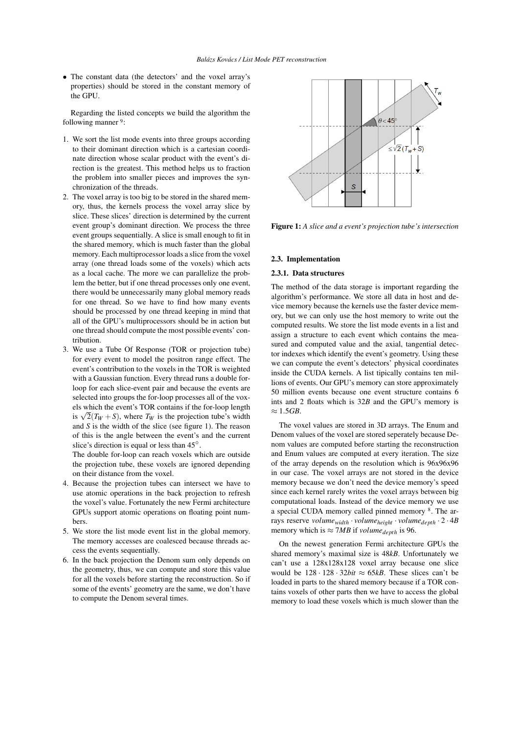- The constant data (the detectors' and the voxel array's properties) should be stored in the constant memory of the GPU.

Regarding the listed concepts we build the algorithm the following manner [9]:

1. We sort the list mode events into three groups according to their dominant direction which is a cartesian coordinate direction whose scalar product with the event's direction is the greatest. This method helps us to fraction the problem into smaller pieces and improves the synchronization of the threads.
2. The voxel array is too big to be stored in the shared memory, thus, the kernels process the voxel array slice by slice. These slices' direction is determined by the current event group's dominant direction. We process the three event groups sequentially. A slice is small enough to fit in the shared memory, which is much faster than the global memory. Each multiprocessor loads a slice from the voxel array (one thread loads some of the voxels) which acts as a local cache. The more we can parallelize the problem the better, but if one thread processes only one event, there would be unnecessarily many global memory reads for one thread. So we have to find how many events should be processed by one thread keeping in mind that all of the GPU's multiprocessors should be in action but one thread should compute the most possible events' contribution.
3. We use a Tube Of Response (TOR or projection tube) for every event to model the positron range effect. The event's contribution to the voxels in the TOR is weighted with a Gaussian function. Every thread runs a double for-loop for each slice-event pair and because the events are selected into groups the for-loop processes all of the voxels which the event's TOR contains if the for-loop length is $\sqrt{2}(T_W + S)$, where $T_W$ is the projection tube's width and $S$ is the width of the slice (see figure 1). The reason of this is the angle between the event's and the current slice's direction is equal or less than $45^\circ$.
   The double for-loop can reach voxels which are outside the projection tube, these voxels are ignored depending on their distance from the voxel.
4. Because the projection tubes can intersect we have to use atomic operations in the back projection to refresh the voxel's value. Fortunately the new Fermi architecture GPUs support atomic operations on floating point numbers.
5. We store the list mode event list in the global memory. The memory accesses are coalesced because threads access the events sequentially.
6. In the back projection the Denom sum only depends on the geometry, thus, we can compute and store this value for all the voxels before starting the reconstruction. So if some of the events' geometry are the same, we don't have to compute the Denom several times.

**Figure 1:** *A slice and a event's projection tube's intersection*

### 2.3. Implementation

#### 2.3.1. Data structures

The method of the data storage is important regarding the algorithm's performance. We store all data in host and device memory because the kernels use the faster device memory, but we can only use the host memory to write out the computed results. We store the list mode events in a list and assign a structure to each event which contains the measured and computed value and the axial, tangential detector indexes which identify the event's geometry. Using these we can compute the event's detectors' physical coordinates inside the CUDA kernels. A list tipically contains ten millions of events. Our GPU's memory can store approximately 50 million events because one event structure contains 6 ints and 2 floats which is $32B$ and the GPU's memory is $\approx 1.5GB$.

The voxel values are stored in 3D arrays. The Enum and Denom values of the voxel are stored seperately because Denom values are computed before starting the reconstruction and Enum values are computed at every iteration. The size of the array depends on the resolution which is 96x96x96 in our case. The voxel arrays are not stored in the device memory because we don't need the device memory's speed since each kernel rarely writes the voxel arrays between big computational loads. Instead of the device memory we use a special CUDA memory called pinned memory [8]. The arrays reserve $volume_{width} \cdot volume_{height} \cdot volume_{depth} \cdot 2 \cdot 4B$ memory which is $\approx 7MB$ if $volume_{depth}$ is 96.

On the newest generation Fermi architecture GPUs the shared memory's maximal size is $48kB$. Unfortunately we can't use a 128x128x128 voxel array because one slice would be $128 \cdot 128 \cdot 32bit \approx 65kB$. These slices can't be loaded in parts to the shared memory because if a TOR contains voxels of other parts then we have to access the global memory to load these voxels which is much slower than the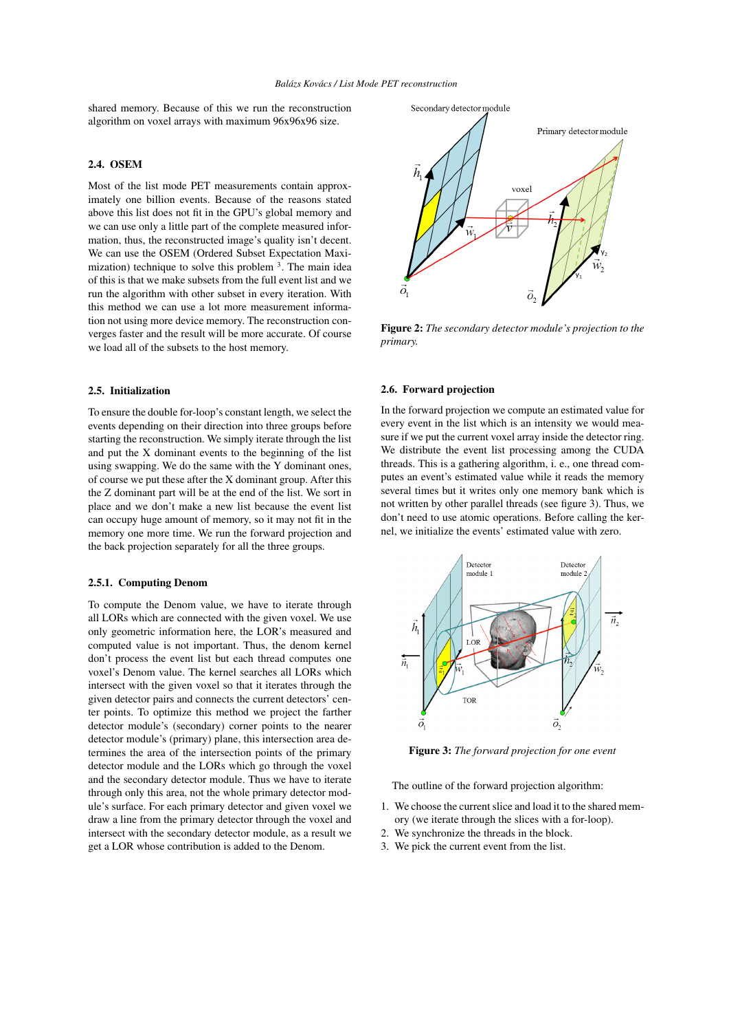shared memory. Because of this we run the reconstruction algorithm on voxel arrays with maximum 96x96x96 size.

### 2.4. OSEM

Most of the list mode PET measurements contain approximately one billion events. Because of the reasons stated above this list does not fit in the GPU's global memory and we can use only a little part of the complete measured information, thus, the reconstructed image's quality isn't decent. We can use the OSEM (Ordered Subset Expectation Maximization) technique to solve this problem [3]. The main idea of this is that we make subsets from the full event list and we run the algorithm with other subset in every iteration. With this method we can use a lot more measurement information not using more device memory. The reconstruction converges faster and the result will be more accurate. Of course we load all of the subsets to the host memory.

### 2.5. Initialization

To ensure the double for-loop's constant length, we select the events depending on their direction into three groups before starting the reconstruction. We simply iterate through the list and put the X dominant events to the beginning of the list using swapping. We do the same with the Y dominant ones, of course we put these after the X dominant group. After this the Z dominant part will be at the end of the list. We sort in place and we don't make a new list because the event list can occupy huge amount of memory, so it may not fit in the memory one more time. We run the forward projection and the back projection separately for all the three groups.

#### 2.5.1. Computing Denom

To compute the Denom value, we have to iterate through all LORs which are connected with the given voxel. We use only geometric information here, the LOR's measured and computed value is not important. Thus, the denom kernel don't process the event list but each thread computes one voxel's Denom value. The kernel searches all LORs which intersect with the given voxel so that it iterates through the given detector pairs and connects the current detectors' center points. To optimize this method we project the farther detector module's (secondary) corner points to the nearer detector module's (primary) plane, this intersection area determines the area of the intersection points of the primary detector module and the LORs which go through the voxel and the secondary detector module. Thus we have to iterate through only this area, not the whole primary detector module's surface. For each primary detector and given voxel we draw a line from the primary detector through the voxel and intersect with the secondary detector module, as a result we get a LOR whose contribution is added to the Denom.

**Figure 2:** *The secondary detector module's projection to the primary.*

### 2.6. Forward projection

In the forward projection we compute an estimated value for every event in the list which is an intensity we would measure if we put the current voxel array inside the detector ring. We distribute the event list processing among the CUDA threads. This is a gathering algorithm, i. e., one thread computes an event's estimated value while it reads the memory several times but it writes only one memory bank which is not written by other parallel threads (see figure 3). Thus, we don't need to use atomic operations. Before calling the kernel, we initialize the events' estimated value with zero.

**Figure 3:** *The forward projection for one event*

The outline of the forward projection algorithm:

1. We choose the current slice and load it to the shared memory (we iterate through the slices with a for-loop).
2. We synchronize the threads in the block.
3. We pick the current event from the list.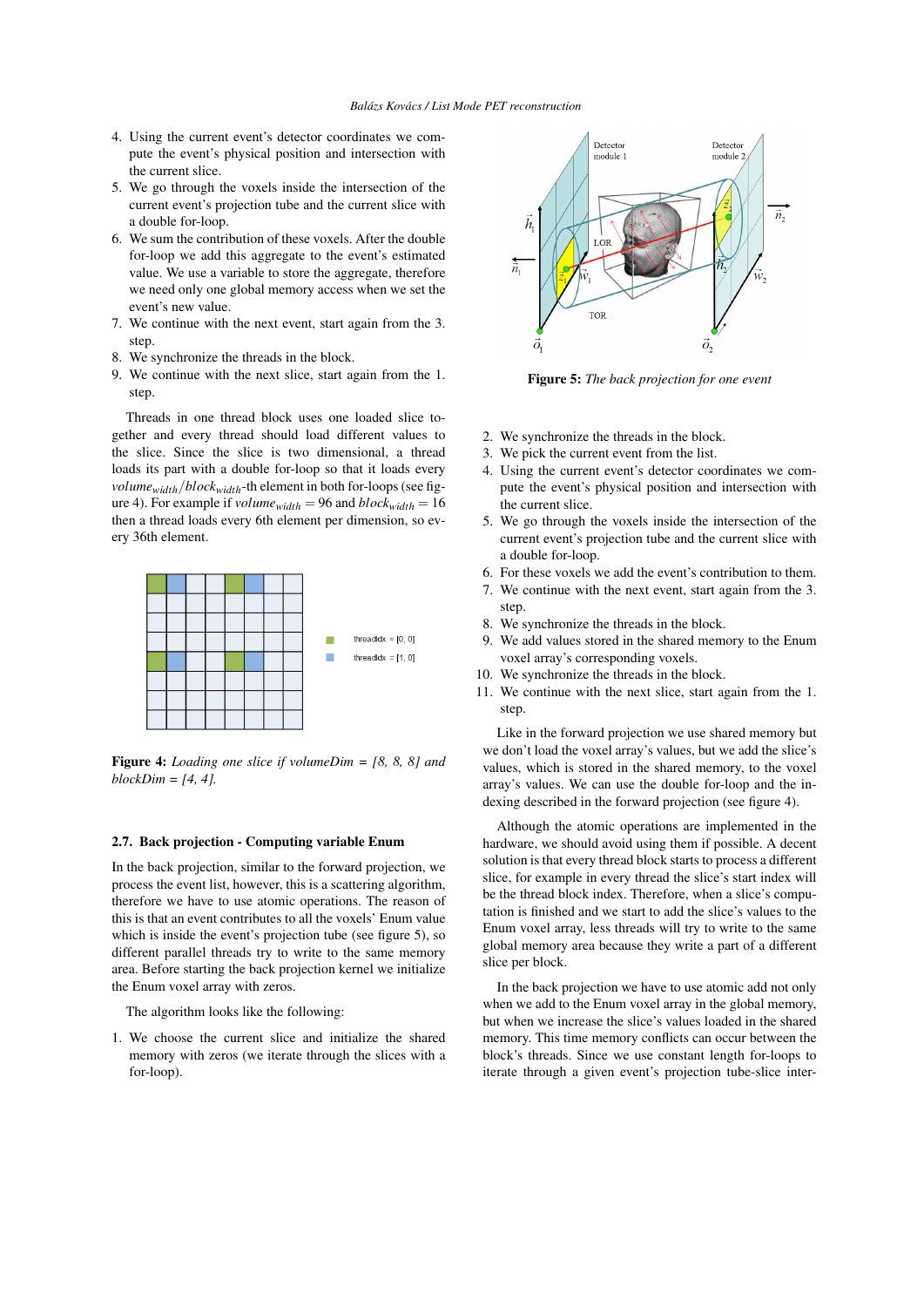4. Using the current event's detector coordinates we compute the event's physical position and intersection with the current slice.
5. We go through the voxels inside the intersection of the current event's projection tube and the current slice with a double for-loop.
6. We sum the contribution of these voxels. After the double for-loop we add this aggregate to the event's estimated value. We use a variable to store the aggregate, therefore we need only one global memory access when we set the event's new value.
7. We continue with the next event, start again from the 3. step.
8. We synchronize the threads in the block.
9. We continue with the next slice, start again from the 1. step.

Threads in one thread block uses one loaded slice together and every thread should load different values to the slice. Since the slice is two dimensional, a thread loads its part with a double for-loop so that it loads every $volume_{width}/block_{width}$-th element in both for-loops (see figure 4). For example if $volume_{width} = 96$ and $block_{width} = 16$ then a thread loads every 6th element per dimension, so every 36th element.

**Figure 4:** *Loading one slice if volumeDim = [8, 8, 8] and blockDim = [4, 4].*

## 2.7. Back projection - Computing variable Enum

In the back projection, similar to the forward projection, we process the event list, however, this is a scattering algorithm, therefore we have to use atomic operations. The reason of this is that an event contributes to all the voxels' Enum value which is inside the event's projection tube (see figure 5), so different parallel threads try to write to the same memory area. Before starting the back projection kernel we initialize the Enum voxel array with zeros.

The algorithm looks like the following:

1. We choose the current slice and initialize the shared memory with zeros (we iterate through the slices with a for-loop).
2. We synchronize the threads in the block.
3. We pick the current event from the list.
4. Using the current event's detector coordinates we compute the event's physical position and intersection with the current slice.
5. We go through the voxels inside the intersection of the current event's projection tube and the current slice with a double for-loop.
6. For these voxels we add the event's contribution to them.
7. We continue with the next event, start again from the 3. step.
8. We synchronize the threads in the block.
9. We add values stored in the shared memory to the Enum voxel array's corresponding voxels.
10. We synchronize the threads in the block.
11. We continue with the next slice, start again from the 1. step.

**Figure 5:** *The back projection for one event*

Like in the forward projection we use shared memory but we don't load the voxel array's values, but we add the slice's values, which is stored in the shared memory, to the voxel array's values. We can use the double for-loop and the indexing described in the forward projection (see figure 4).

Although the atomic operations are implemented in the hardware, we should avoid using them if possible. A decent solution is that every thread block starts to process a different slice, for example in every thread the slice's start index will be the thread block index. Therefore, when a slice's computation is finished and we start to add the slice's values to the Enum voxel array, less threads will try to write to the same global memory area because they write a part of a different slice per block.

In the back projection we have to use atomic add not only when we add to the Enum voxel array in the global memory, but when we increase the slice's values loaded in the shared memory. This time memory conflicts can occur between the block's threads. Since we use constant length for-loops to iterate through a given event's projection tube-slice inter-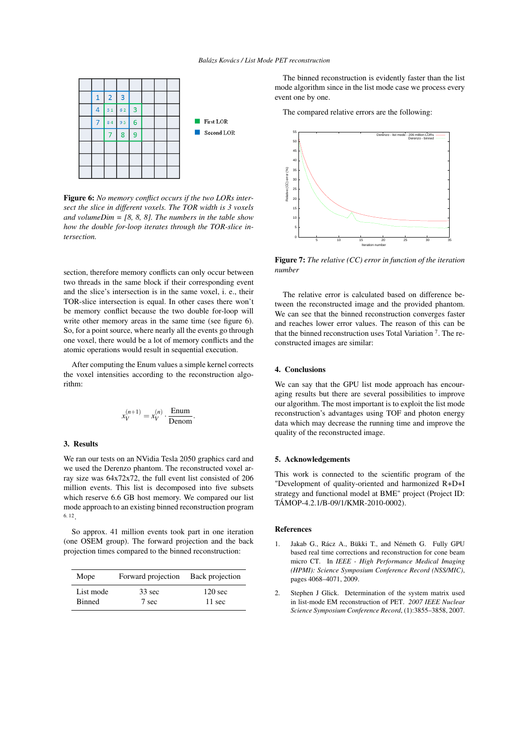**Figure 6:** *No memory conflict occurs if the two LORs intersect the slice in different voxels. The TOR width is 3 voxels and volumeDim = [8, 8, 8]. The numbers in the table show how the double for-loop iterates through the TOR-slice intersection.*

section, therefore memory conflicts can only occur between two threads in the same block if their corresponding event and the slice's intersection is in the same voxel, i. e., their TOR-slice intersection is equal. In other cases there won't be memory conflict because the two double for-loop will write other memory areas in the same time (see figure 6). So, for a point source, where nearly all the events go through one voxel, there would be a lot of memory conflicts and the atomic operations would result in sequential execution.

After computing the Enum values a simple kernel corrects the voxel intensities according to the reconstruction algorithm:

$$x_V^{(n+1)} = x_V^{(n)} \cdot \frac{\text{Enum}}{\text{Denom}}.$$

## 3. Results

We ran our tests on an NVidia Tesla 2050 graphics card and we used the Derenzo phantom. The reconstructed voxel array size was 64x72x72, the full event list consisted of 206 million events. This list is decomposed into five subsets which reserve 6.6 GB host memory. We compared our list mode approach to an existing binned reconstruction program [6, 12].

So approx. 41 million events took part in one iteration (one OSEM group). The forward projection and the back projection times compared to the binned reconstruction:

| Mope | Forward projection | Back projection |
|---|---|---|
| List mode | 33 sec | 120 sec |
| Binned | 7 sec | 11 sec |

The binned reconstruction is evidently faster than the list mode algorithm since in the list mode case we process every event one by one.

The compared relative errors are the following:

**Figure 7:** *The relative (CC) error in function of the iteration number*

The relative error is calculated based on difference between the reconstructed image and the provided phantom. We can see that the binned reconstruction converges faster and reaches lower error values. The reason of this can be that the binned reconstruction uses Total Variation [7]. The reconstructed images are similar:

## 4. Conclusions

We can say that the GPU list mode approach has encouraging results but there are several possibilities to improve our algorithm. The most important is to exploit the list mode reconstruction's advantages using TOF and photon energy data which may decrease the running time and improve the quality of the reconstructed image.

## 5. Acknowledgements

This work is connected to the scientific program of the "Development of quality-oriented and harmonized R+D+I strategy and functional model at BME" project (Project ID: TÁMOP-4.2.1/B-09/1/KMR-2010-0002).

## References

1. Jakab G., Rácz A., Bükki T., and Németh G. Fully GPU based real time corrections and reconstruction for cone beam micro CT. In *IEEE - High Performance Medical Imaging (HPMI): Science Symposium Conference Record (NSS/MIC)*, pages 4068–4071, 2009.

2. Stephen J Glick. Determination of the system matrix used in list-mode EM reconstruction of PET. *2007 IEEE Nuclear Science Symposium Conference Record*, (1):3855–3858, 2007.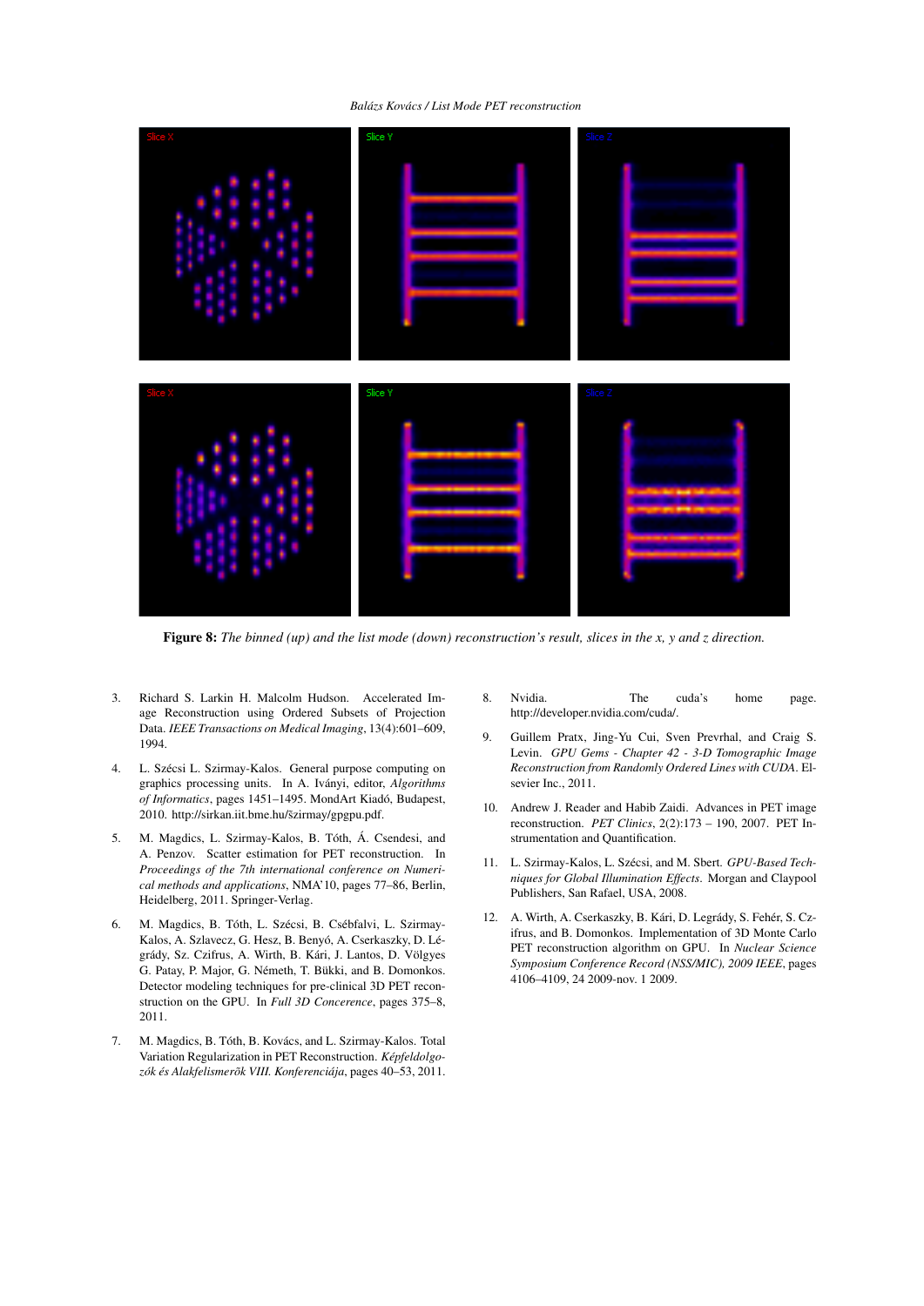Slice X

Slice Y

Slice Z

Slice X

Slice Y

Slice Z

**Figure 8:** *The binned (up) and the list mode (down) reconstruction's result, slices in the x, y and z direction.*

3. Richard S. Larkin H. Malcolm Hudson. Accelerated Image Reconstruction using Ordered Subsets of Projection Data. *IEEE Transactions on Medical Imaging*, 13(4):601–609, 1994.

4. L. Szécsi L. Szirmay-Kalos. General purpose computing on graphics processing units. In A. Iványi, editor, *Algorithms of Informatics*, pages 1451–1495. MondArt Kiadó, Budapest, 2010. http://sirkan.iit.bme.hu/šzirmay/gpgpu.pdf.

5. M. Magdics, L. Szirmay-Kalos, B. Tóth, Á. Csendesi, and A. Penzov. Scatter estimation for PET reconstruction. In *Proceedings of the 7th international conference on Numerical methods and applications*, NMA'10, pages 77–86, Berlin, Heidelberg, 2011. Springer-Verlag.

6. M. Magdics, B. Tóth, L. Szécsi, B. Csébfalvi, L. Szirmay-Kalos, A. Szlavecz, G. Hesz, B. Benyó, A. Cserkaszky, D. Légrády, Sz. Czifrus, A. Wirth, B. Kári, J. Lantos, D. Völgyes G. Patay, P. Major, G. Németh, T. Bükki, and B. Domonkos. Detector modeling techniques for pre-clinical 3D PET reconstruction on the GPU. In *Full 3D Concerence*, pages 375–8, 2011.

7. M. Magdics, B. Tóth, B. Kovács, and L. Szirmay-Kalos. Total Variation Regularization in PET Reconstruction. *Képfeldolgozók és Alakfelismerõk VIII. Konferenciája*, pages 40–53, 2011.

8. Nvidia. The cuda's home page. http://developer.nvidia.com/cuda/.

9. Guillem Pratx, Jing-Yu Cui, Sven Prevrhal, and Craig S. Levin. *GPU Gems - Chapter 42 - 3-D Tomographic Image Reconstruction from Randomly Ordered Lines with CUDA*. Elsevier Inc., 2011.

10. Andrew J. Reader and Habib Zaidi. Advances in PET image reconstruction. *PET Clinics*, 2(2):173 – 190, 2007. PET Instrumentation and Quantification.

11. L. Szirmay-Kalos, L. Szécsi, and M. Sbert. *GPU-Based Techniques for Global Illumination Effects*. Morgan and Claypool Publishers, San Rafael, USA, 2008.

12. A. Wirth, A. Cserkaszky, B. Kári, D. Legrády, S. Fehér, S. Czifrus, and B. Domonkos. Implementation of 3D Monte Carlo PET reconstruction algorithm on GPU. In *Nuclear Science Symposium Conference Record (NSS/MIC), 2009 IEEE*, pages 4106–4109, 24 2009-nov. 1 2009.